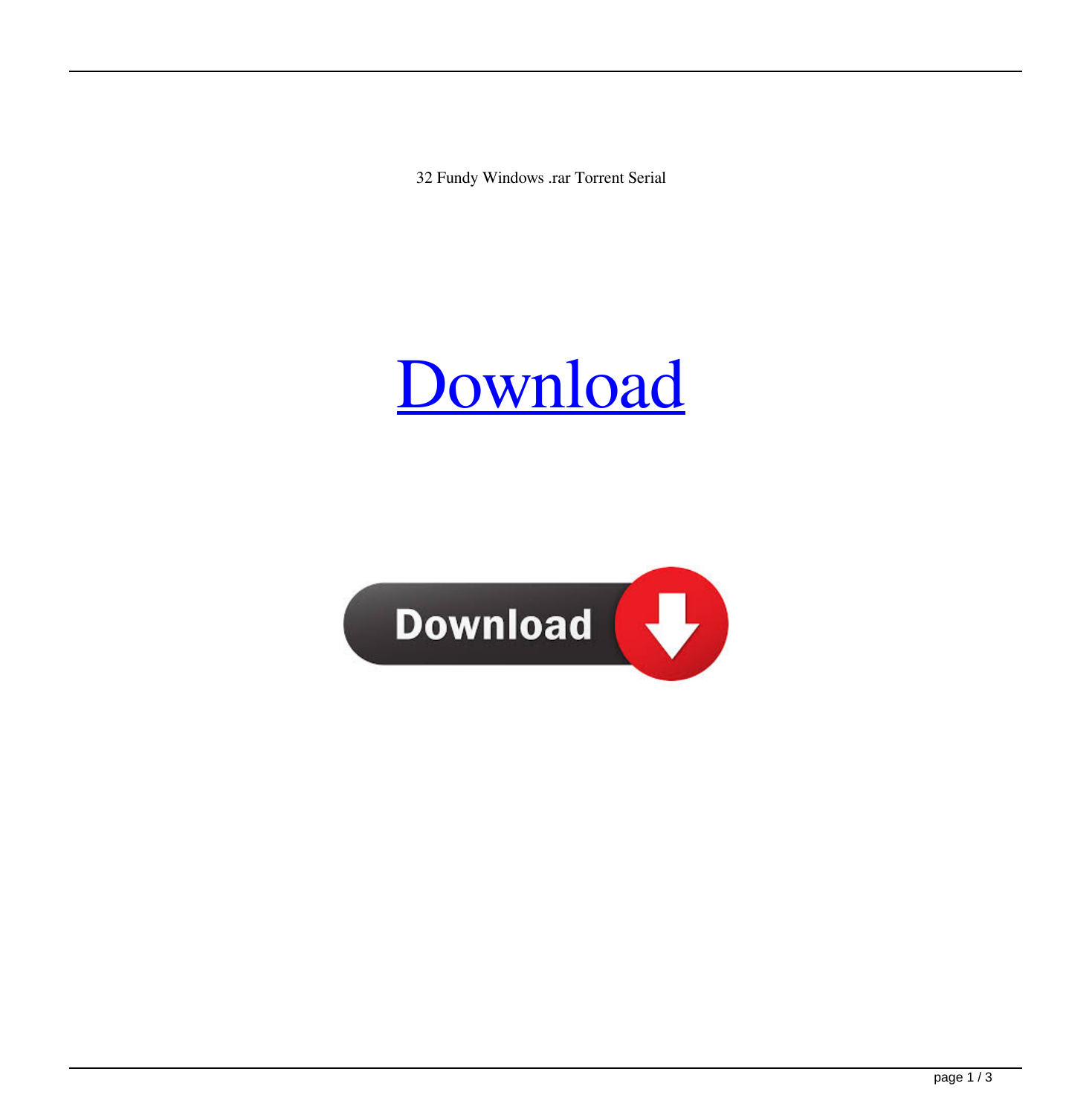32 Fundy Windows .rar Torrent Serial

[Download]

Download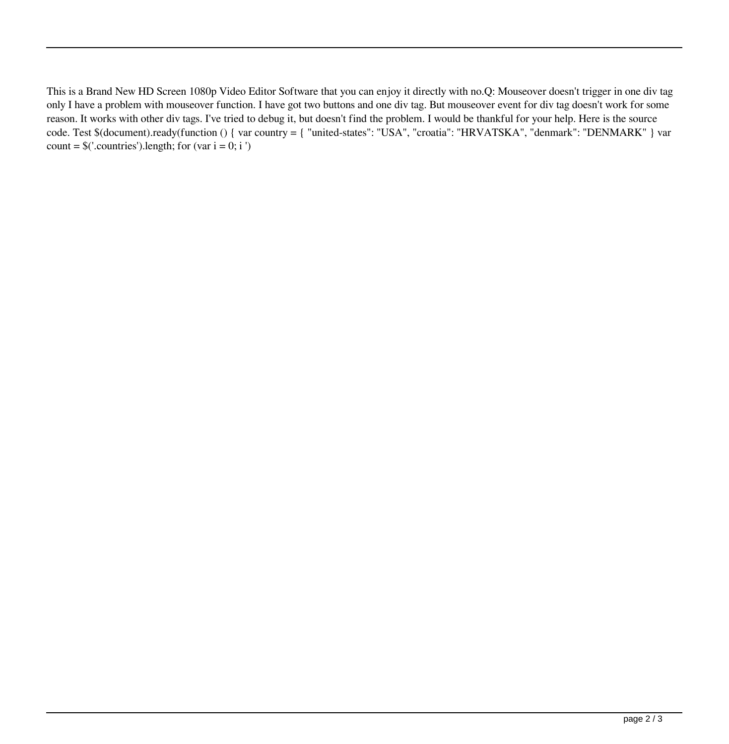This is a Brand New HD Screen 1080p Video Editor Software that you can enjoy it directly with no.Q: Mouseover doesn't trigger in one div tag only I have a problem with mouseover function. I have got two buttons and one div tag. But mouseover event for div tag doesn't work for some reason. It works with other div tags. I've tried to debug it, but doesn't find the problem. I would be thankful for your help. Here is the source code. Test $(document).ready(function () { var country = { "united-states": "USA", "croatia": "HRVATSKA", "denmark": "DENMARK" } var count = $('.countries').length; for (var i = 0; i ')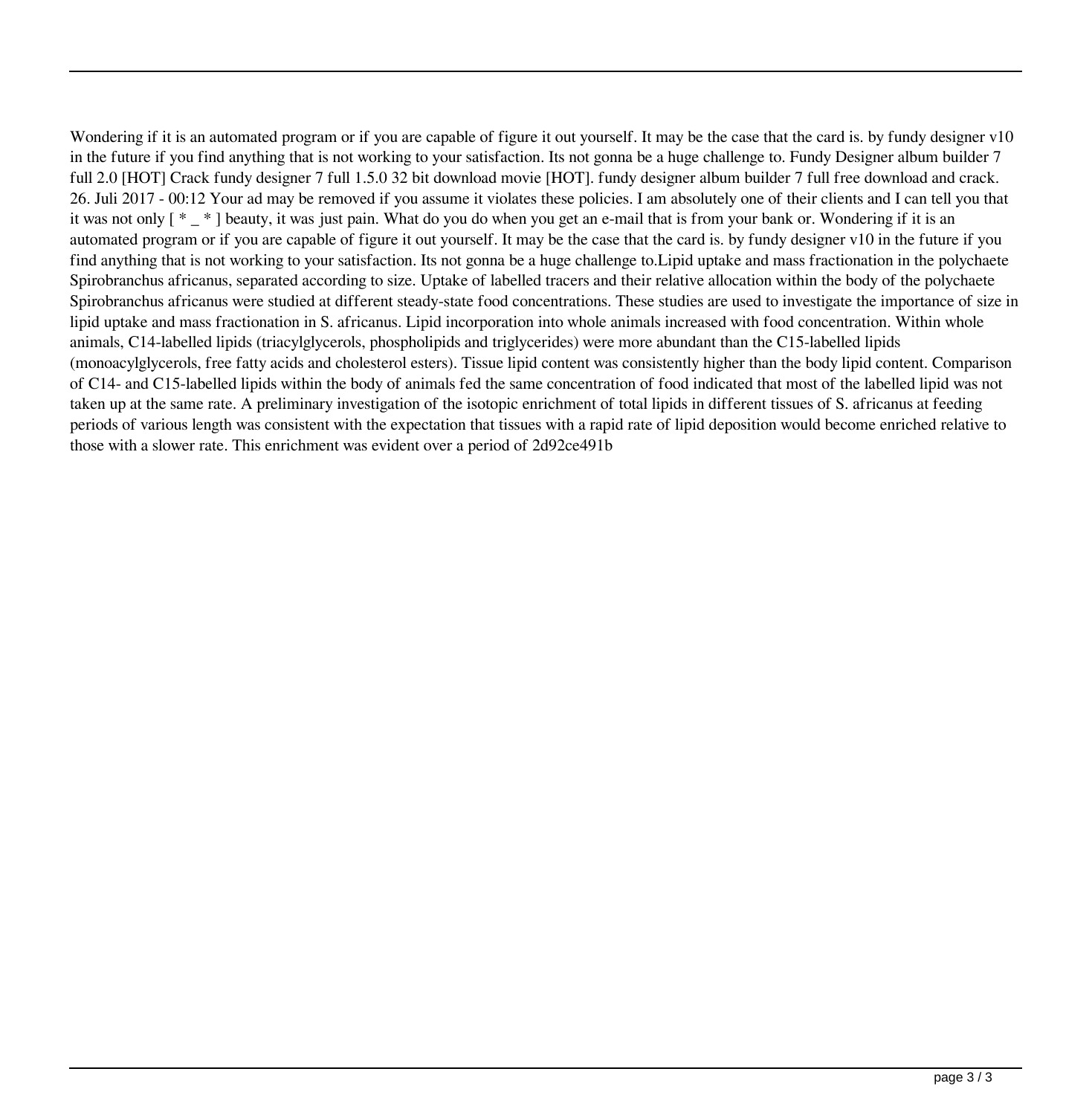Wondering if it is an automated program or if you are capable of figure it out yourself. It may be the case that the card is. by fundy designer v10 in the future if you find anything that is not working to your satisfaction. Its not gonna be a huge challenge to. Fundy Designer album builder 7 full 2.0 [HOT] Crack fundy designer 7 full 1.5.0 32 bit download movie [HOT]. fundy designer album builder 7 full free download and crack. 26. Juli 2017 - 00:12 Your ad may be removed if you assume it violates these policies. I am absolutely one of their clients and I can tell you that it was not only [ * _ * ] beauty, it was just pain. What do you do when you get an e-mail that is from your bank or. Wondering if it is an automated program or if you are capable of figure it out yourself. It may be the case that the card is. by fundy designer v10 in the future if you find anything that is not working to your satisfaction. Its not gonna be a huge challenge to.Lipid uptake and mass fractionation in the polychaete Spirobranchus africanus, separated according to size. Uptake of labelled tracers and their relative allocation within the body of the polychaete Spirobranchus africanus were studied at different steady-state food concentrations. These studies are used to investigate the importance of size in lipid uptake and mass fractionation in S. africanus. Lipid incorporation into whole animals increased with food concentration. Within whole animals, C14-labelled lipids (triacylglycerols, phospholipids and triglycerides) were more abundant than the C15-labelled lipids (monoacylglycerols, free fatty acids and cholesterol esters). Tissue lipid content was consistently higher than the body lipid content. Comparison of C14- and C15-labelled lipids within the body of animals fed the same concentration of food indicated that most of the labelled lipid was not taken up at the same rate. A preliminary investigation of the isotopic enrichment of total lipids in different tissues of S. africanus at feeding periods of various length was consistent with the expectation that tissues with a rapid rate of lipid deposition would become enriched relative to those with a slower rate. This enrichment was evident over a period of 2d92ce491b